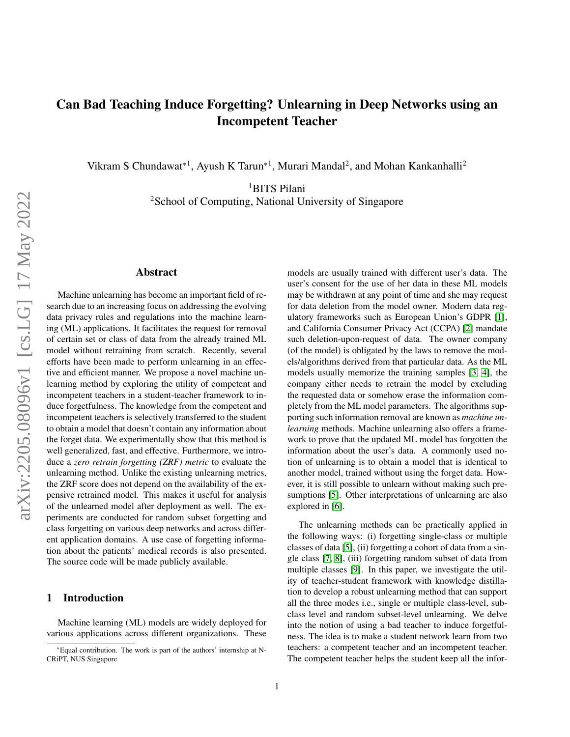# Can Bad Teaching Induce Forgetting? Unlearning in Deep Networks using an Incompetent Teacher

Vikram S Chundawat*[1], Ayush K Tarun*[1], Murari Mandal[2], and Mohan Kankanhalli[2]

[1]BITS Pilani
[2]School of Computing, National University of Singapore

## Abstract

Machine unlearning has become an important field of research due to an increasing focus on addressing the evolving data privacy rules and regulations into the machine learning (ML) applications. It facilitates the request for removal of certain set or class of data from the already trained ML model without retraining from scratch. Recently, several efforts have been made to perform unlearning in an effective and efficient manner. We propose a novel machine unlearning method by exploring the utility of competent and incompetent teachers in a student-teacher framework to induce forgetfulness. The knowledge from the competent and incompetent teachers is selectively transferred to the student to obtain a model that doesn't contain any information about the forget data. We experimentally show that this method is well generalized, fast, and effective. Furthermore, we introduce a *zero retrain forgetting (ZRF) metric* to evaluate the unlearning method. Unlike the existing unlearning metrics, the ZRF score does not depend on the availability of the expensive retrained model. This makes it useful for analysis of the unlearned model after deployment as well. The experiments are conducted for random subset forgetting and class forgetting on various deep networks and across different application domains. A use case of forgetting information about the patients' medical records is also presented. The source code will be made publicly available.

## 1 Introduction

Machine learning (ML) models are widely deployed for various applications across different organizations. These models are usually trained with different user's data. The user's consent for the use of her data in these ML models may be withdrawn at any point of time and she may request for data deletion from the model owner. Modern data regulatory frameworks such as European Union's GDPR [1], and California Consumer Privacy Act (CCPA) [2] mandate such deletion-upon-request of data. The owner company (of the model) is obligated by the laws to remove the models/algorithms derived from that particular data. As the ML models usually memorize the training samples [3, 4], the company either needs to retrain the model by excluding the requested data or somehow erase the information completely from the ML model parameters. The algorithms supporting such information removal are known as *machine unlearning* methods. Machine unlearning also offers a framework to prove that the updated ML model has forgotten the information about the user's data. A commonly used notion of unlearning is to obtain a model that is identical to another model, trained without using the forget data. However, it is still possible to unlearn without making such presumptions [5]. Other interpretations of unlearning are also explored in [6].

The unlearning methods can be practically applied in the following ways: (i) forgetting single-class or multiple classes of data [5], (ii) forgetting a cohort of data from a single class [7, 8], (iii) forgetting random subset of data from multiple classes [9]. In this paper, we investigate the utility of teacher-student framework with knowledge distillation to develop a robust unlearning method that can support all the three modes i.e., single or multiple class-level, subclass level and random subset-level unlearning. We delve into the notion of using a bad teacher to induce forgetfulness. The idea is to make a student network learn from two teachers: a competent teacher and an incompetent teacher. The competent teacher helps the student keep all the infor-

*Equal contribution. The work is part of the authors' internship at N-CRiPT, NUS Singapore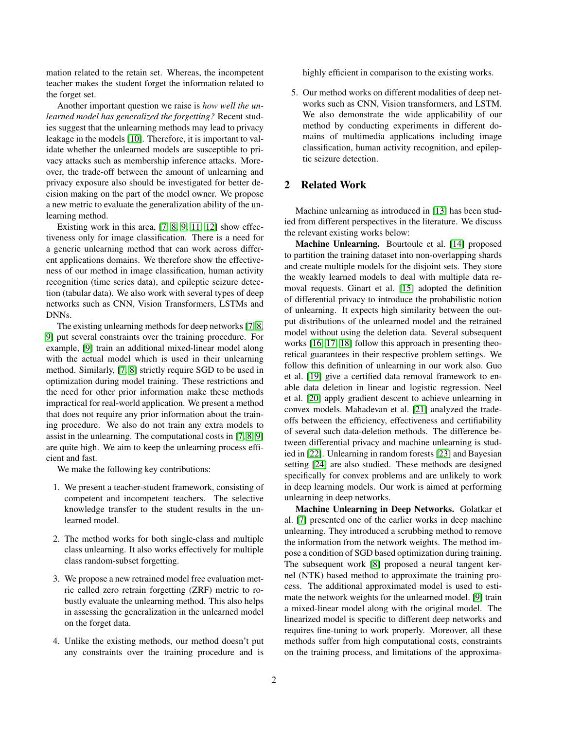mation related to the retain set. Whereas, the incompetent teacher makes the student forget the information related to the forget set.

Another important question we raise is *how well the unlearned model has generalized the forgetting?* Recent studies suggest that the unlearning methods may lead to privacy leakage in the models [10]. Therefore, it is important to validate whether the unlearned models are susceptible to privacy attacks such as membership inference attacks. Moreover, the trade-off between the amount of unlearning and privacy exposure also should be investigated for better decision making on the part of the model owner. We propose a new metric to evaluate the generalization ability of the unlearning method.

Existing work in this area, [7, 8, 9, 11, 12] show effectiveness only for image classification. There is a need for a generic unlearning method that can work across different applications domains. We therefore show the effectiveness of our method in image classification, human activity recognition (time series data), and epileptic seizure detection (tabular data). We also work with several types of deep networks such as CNN, Vision Transformers, LSTMs and DNNs.

The existing unlearning methods for deep networks [7, 8, 9] put several constraints over the training procedure. For example, [9] train an additional mixed-linear model along with the actual model which is used in their unlearning method. Similarly, [7, 8] strictly require SGD to be used in optimization during model training. These restrictions and the need for other prior information make these methods impractical for real-world application. We present a method that does not require any prior information about the training procedure. We also do not train any extra models to assist in the unlearning. The computational costs in [7, 8, 9] are quite high. We aim to keep the unlearning process efficient and fast.

We make the following key contributions:

1. We present a teacher-student framework, consisting of competent and incompetent teachers. The selective knowledge transfer to the student results in the unlearned model.
2. The method works for both single-class and multiple class unlearning. It also works effectively for multiple class random-subset forgetting.
3. We propose a new retrained model free evaluation metric called zero retrain forgetting (ZRF) metric to robustly evaluate the unlearning method. This also helps in assessing the generalization in the unlearned model on the forget data.
4. Unlike the existing methods, our method doesn't put any constraints over the training procedure and is highly efficient in comparison to the existing works.
5. Our method works on different modalities of deep networks such as CNN, Vision transformers, and LSTM. We also demonstrate the wide applicability of our method by conducting experiments in different domains of multimedia applications including image classification, human activity recognition, and epileptic seizure detection.

## 2 Related Work

Machine unlearning as introduced in [13] has been studied from different perspectives in the literature. We discuss the relevant existing works below:

**Machine Unlearning.** Bourtoule et al. [14] proposed to partition the training dataset into non-overlapping shards and create multiple models for the disjoint sets. They store the weakly learned models to deal with multiple data removal requests. Ginart et al. [15] adopted the definition of differential privacy to introduce the probabilistic notion of unlearning. It expects high similarity between the output distributions of the unlearned model and the retrained model without using the deletion data. Several subsequent works [16, 17, 18] follow this approach in presenting theoretical guarantees in their respective problem settings. We follow this definition of unlearning in our work also. Guo et al. [19] give a certified data removal framework to enable data deletion in linear and logistic regression. Neel et al. [20] apply gradient descent to achieve unlearning in convex models. Mahadevan et al. [21] analyzed the trade-offs between the efficiency, effectiveness and certifiability of several such data-deletion methods. The difference between differential privacy and machine unlearning is studied in [22]. Unlearning in random forests [23] and Bayesian setting [24] are also studied. These methods are designed specifically for convex problems and are unlikely to work in deep learning models. Our work is aimed at performing unlearning in deep networks.

**Machine Unlearning in Deep Networks.** Golatkar et al. [7] presented one of the earlier works in deep machine unlearning. They introduced a scrubbing method to remove the information from the network weights. The method impose a condition of SGD based optimization during training. The subsequent work [8] proposed a neural tangent kernel (NTK) based method to approximate the training process. The additional approximated model is used to estimate the network weights for the unlearned model. [9] train a mixed-linear model along with the original model. The linearized model is specific to different deep networks and requires fine-tuning to work properly. Moreover, all these methods suffer from high computational costs, constraints on the training process, and limitations of the approxima-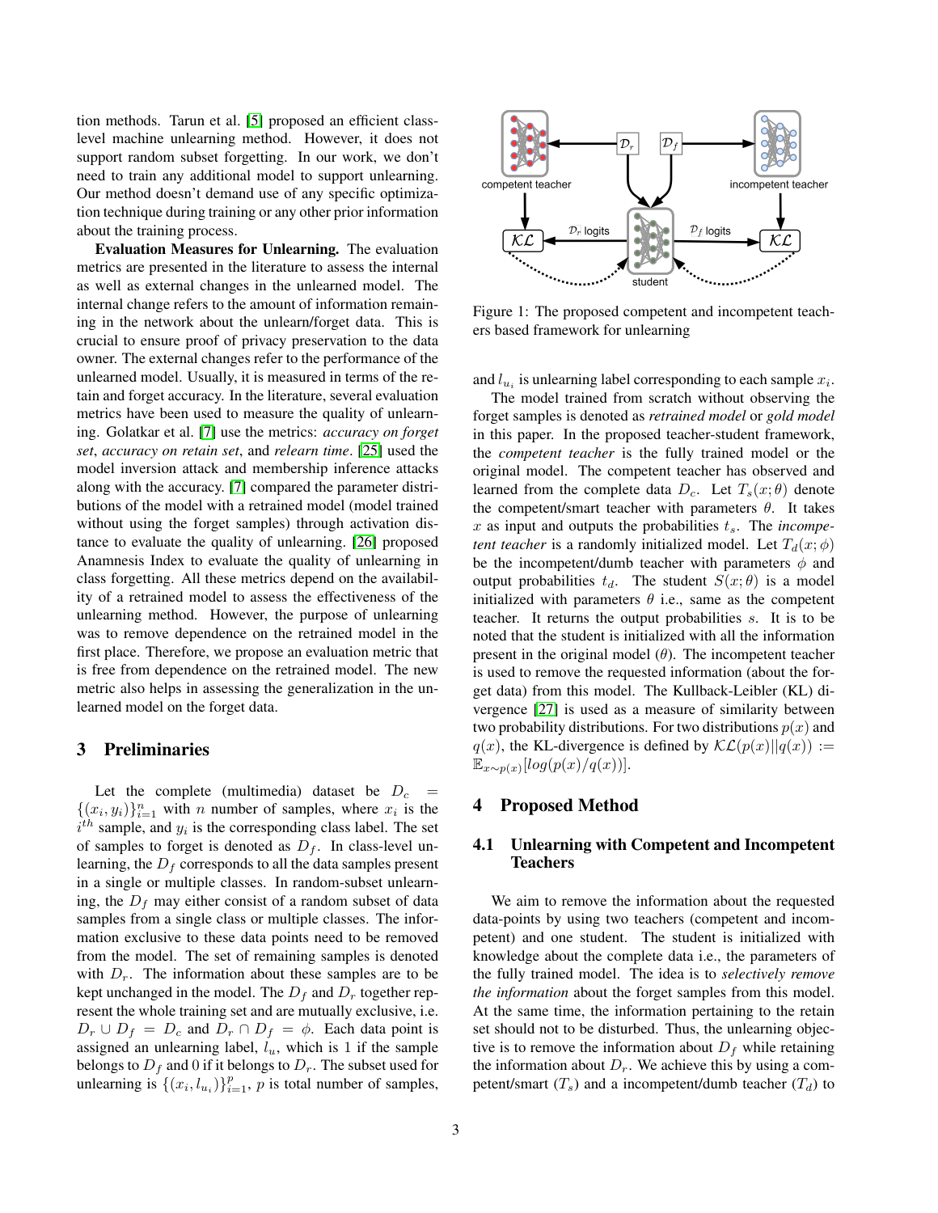tion methods. Tarun et al. [5] proposed an efficient class-level machine unlearning method. However, it does not support random subset forgetting. In our work, we don't need to train any additional model to support unlearning. Our method doesn't demand use of any specific optimization technique during training or any other prior information about the training process.

**Evaluation Measures for Unlearning.** The evaluation metrics are presented in the literature to assess the internal as well as external changes in the unlearned model. The internal change refers to the amount of information remaining in the network about the unlearn/forget data. This is crucial to ensure proof of privacy preservation to the data owner. The external changes refer to the performance of the unlearned model. Usually, it is measured in terms of the retain and forget accuracy. In the literature, several evaluation metrics have been used to measure the quality of unlearning. Golatkar et al. [7] use the metrics: *accuracy on forget set*, *accuracy on retain set*, and *relearn time*. [25] used the model inversion attack and membership inference attacks along with the accuracy. [7] compared the parameter distributions of the model with a retrained model (model trained without using the forget samples) through activation distance to evaluate the quality of unlearning. [26] proposed Anamnesis Index to evaluate the quality of unlearning in class forgetting. All these metrics depend on the availability of a retrained model to assess the effectiveness of the unlearning method. However, the purpose of unlearning was to remove dependence on the retrained model in the first place. Therefore, we propose an evaluation metric that is free from dependence on the retrained model. The new metric also helps in assessing the generalization in the unlearned model on the forget data.

## 3 Preliminaries

Let the complete (multimedia) dataset be $D_c = \{(x_i, y_i)\}_{i=1}^{n}$ with $n$ number of samples, where $x_i$ is the $i^{th}$ sample, and $y_i$ is the corresponding class label. The set of samples to forget is denoted as $D_f$. In class-level unlearning, the $D_f$ corresponds to all the data samples present in a single or multiple classes. In random-subset unlearning, the $D_f$ may either consist of a random subset of data samples from a single class or multiple classes. The information exclusive to these data points need to be removed from the model. The set of remaining samples is denoted with $D_r$. The information about these samples are to be kept unchanged in the model. The $D_f$ and $D_r$ together represent the whole training set and are mutually exclusive, i.e. $D_r \cup D_f = D_c$ and $D_r \cap D_f = \phi$. Each data point is assigned an unlearning label, $l_u$, which is 1 if the sample belongs to $D_f$ and 0 if it belongs to $D_r$. The subset used for unlearning is $\{(x_i, l_{u_i})\}_{i=1}^{p}$, $p$ is total number of samples, and $l_{u_i}$ is unlearning label corresponding to each sample $x_i$.

Figure 1: The proposed competent and incompetent teachers based framework for unlearning

The model trained from scratch without observing the forget samples is denoted as *retrained model* or *gold model* in this paper. In the proposed teacher-student framework, the *competent teacher* is the fully trained model or the original model. The competent teacher has observed and learned from the complete data $D_c$. Let $T_s(x;\theta)$ denote the competent/smart teacher with parameters $\theta$. It takes $x$ as input and outputs the probabilities $t_s$. The *incompetent teacher* is a randomly initialized model. Let $T_d(x;\phi)$ be the incompetent/dumb teacher with parameters $\phi$ and output probabilities $t_d$. The student $S(x;\theta)$ is a model initialized with parameters $\theta$ i.e., same as the competent teacher. It returns the output probabilities $s$. It is to be noted that the student is initialized with all the information present in the original model ($\theta$). The incompetent teacher is used to remove the requested information (about the forget data) from this model. The Kullback-Leibler (KL) divergence [27] is used as a measure of similarity between two probability distributions. For two distributions $p(x)$ and $q(x)$, the KL-divergence is defined by $\mathcal{KL}(p(x)||q(x)) := \mathbb{E}_{x\sim p(x)}[log(p(x)/q(x))]$.

## 4 Proposed Method

### 4.1 Unlearning with Competent and Incompetent Teachers

We aim to remove the information about the requested data-points by using two teachers (competent and incompetent) and one student. The student is initialized with knowledge about the complete data i.e., the parameters of the fully trained model. The idea is to *selectively remove the information* about the forget samples from this model. At the same time, the information pertaining to the retain set should not to be disturbed. Thus, the unlearning objective is to remove the information about $D_f$ while retaining the information about $D_r$. We achieve this by using a competent/smart ($T_s$) and a incompetent/dumb teacher ($T_d$) to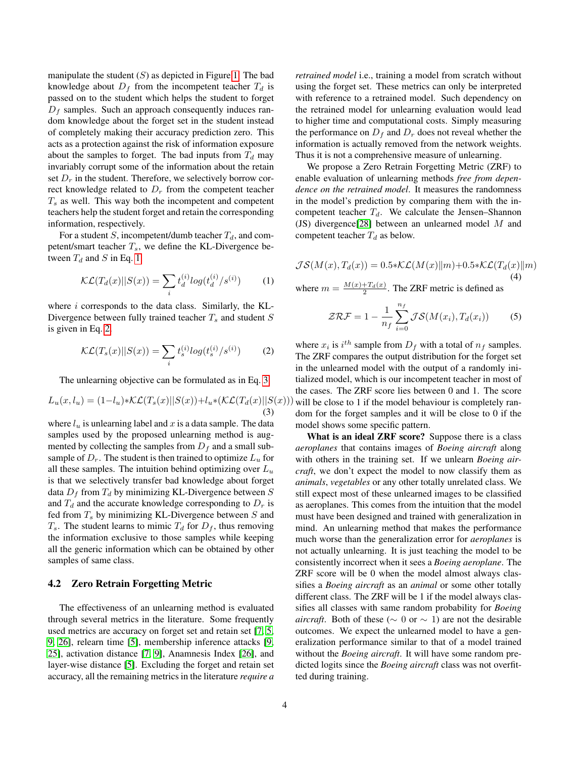manipulate the student ($S$) as depicted in Figure 1. The bad knowledge about $D_f$ from the incompetent teacher $T_d$ is passed on to the student which helps the student to forget $D_f$ samples. Such an approach consequently induces random knowledge about the forget set in the student instead of completely making their accuracy prediction zero. This acts as a protection against the risk of information exposure about the samples to forget. The bad inputs from $T_d$ may invariably corrupt some of the information about the retain set $D_r$ in the student. Therefore, we selectively borrow correct knowledge related to $D_r$ from the competent teacher $T_s$ as well. This way both the incompetent and competent teachers help the student forget and retain the corresponding information, respectively.

For a student $S$, incompetent/dumb teacher $T_d$, and competent/smart teacher $T_s$, we define the KL-Divergence between $T_d$ and $S$ in Eq. 1.

$$\mathcal{KL}(T_d(x)||S(x)) = \sum_i t_d^{(i)} log(t_d^{(i)}/s^{(i)}) \tag{1}$$

where $i$ corresponds to the data class. Similarly, the KL-Divergence between fully trained teacher $T_s$ and student $S$ is given in Eq. 2.

$$\mathcal{KL}(T_s(x)||S(x)) = \sum_i t_s^{(i)} log(t_s^{(i)}/s^{(i)}) \tag{2}$$

The unlearning objective can be formulated as in Eq. 3.

$$L_u(x, l_u) = (1-l_u)*\mathcal{KL}(T_s(x)||S(x)) + l_u*(\mathcal{KL}(T_d(x)||S(x))) \tag{3}$$

where $l_u$ is unlearning label and $x$ is a data sample. The data samples used by the proposed unlearning method is augmented by collecting the samples from $D_f$ and a small subsample of $D_r$. The student is then trained to optimize $L_u$ for all these samples. The intuition behind optimizing over $L_u$ is that we selectively transfer bad knowledge about forget data $D_f$ from $T_d$ by minimizing KL-Divergence between $S$ and $T_d$ and the accurate knowledge corresponding to $D_r$ is fed from $T_s$ by minimizing KL-Divergence between $S$ and $T_s$. The student learns to mimic $T_d$ for $D_f$, thus removing the information exclusive to those samples while keeping all the generic information which can be obtained by other samples of same class.

### 4.2 Zero Retrain Forgetting Metric

The effectiveness of an unlearning method is evaluated through several metrics in the literature. Some frequently used metrics are accuracy on forget set and retain set [7, 5, 9, 26], relearn time [5], membership inference attacks [9, 25], activation distance [7, 9], Anamnesis Index [26], and layer-wise distance [5]. Excluding the forget and retain set accuracy, all the remaining metrics in the literature *require a retrained model* i.e., training a model from scratch without using the forget set. These metrics can only be interpreted with reference to a retrained model. Such dependency on the retrained model for unlearning evaluation would lead to higher time and computational costs. Simply measuring the performance on $D_f$ and $D_r$ does not reveal whether the information is actually removed from the network weights. Thus it is not a comprehensive measure of unlearning.

We propose a Zero Retrain Forgetting Metric (ZRF) to enable evaluation of unlearning methods *free from dependence on the retrained model*. It measures the randomness in the model's prediction by comparing them with the incompetent teacher $T_d$. We calculate the Jensen–Shannon (JS) divergence[28] between an unlearned model $M$ and competent teacher $T_d$ as below.

$$\mathcal{JS}(M(x), T_d(x)) = 0.5*\mathcal{KL}(M(x)\|m) + 0.5*\mathcal{KL}(T_d(x)\|m) \tag{4}$$

where $m = \frac{M(x)+T_d(x)}{2}$. The ZRF metric is defined as

$$\mathcal{ZRF} = 1 - \frac{1}{n_f}\sum_{i=0}^{n_f} \mathcal{JS}(M(x_i), T_d(x_i)) \tag{5}$$

where $x_i$ is $i^{th}$ sample from $D_f$ with a total of $n_f$ samples. The ZRF compares the output distribution for the forget set in the unlearned model with the output of a randomly initialized model, which is our incompetent teacher in most of the cases. The ZRF score lies between 0 and 1. The score will be close to 1 if the model behaviour is completely random for the forget samples and it will be close to 0 if the model shows some specific pattern.

**What is an ideal ZRF score?** Suppose there is a class *aeroplanes* that contains images of *Boeing aircraft* along with others in the training set. If we unlearn *Boeing aircraft*, we don't expect the model to now classify them as *animals*, *vegetables* or any other totally unrelated class. We still expect most of these unlearned images to be classified as aeroplanes. This comes from the intuition that the model must have been designed and trained with generalization in mind. An unlearning method that makes the performance much worse than the generalization error for *aeroplanes* is not actually unlearning. It is just teaching the model to be consistently incorrect when it sees a *Boeing aeroplane*. The ZRF score will be 0 when the model almost always classifies a *Boeing aircraft* as an *animal* or some other totally different class. The ZRF will be 1 if the model always classifies all classes with same random probability for *Boeing aircraft*. Both of these ($\sim$ 0 or $\sim$ 1) are not the desirable outcomes. We expect the unlearned model to have a generalization performance similar to that of a model trained without the *Boeing aircraft*. It will have some random predicted logits since the *Boeing aircraft* class was not overfitted during training.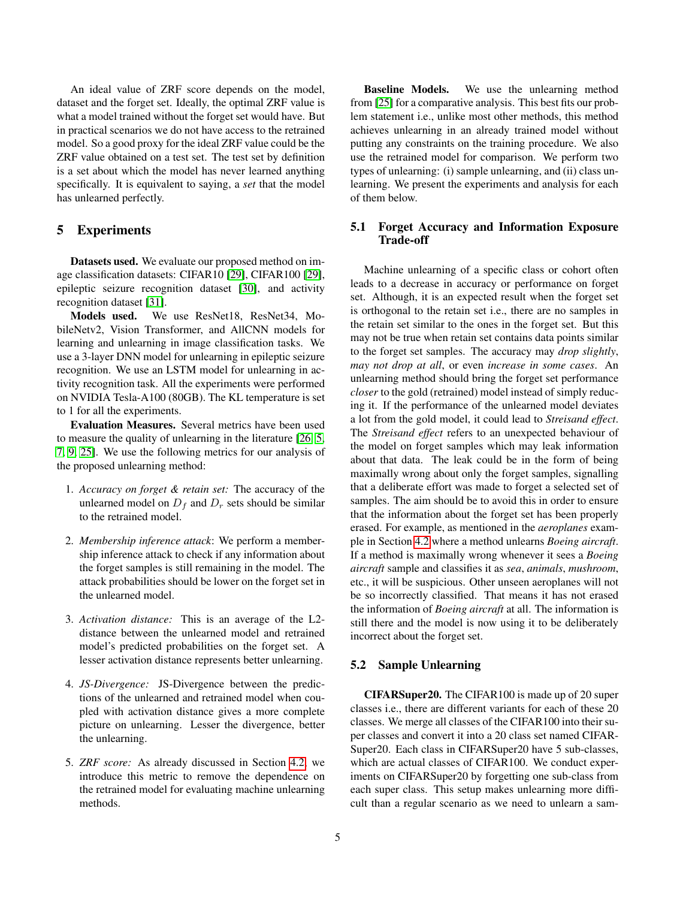An ideal value of ZRF score depends on the model, dataset and the forget set. Ideally, the optimal ZRF value is what a model trained without the forget set would have. But in practical scenarios we do not have access to the retrained model. So a good proxy for the ideal ZRF value could be the ZRF value obtained on a test set. The test set by definition is a set about which the model has never learned anything specifically. It is equivalent to saying, a *set* that the model has unlearned perfectly.

## 5 Experiments

**Datasets used.** We evaluate our proposed method on image classification datasets: CIFAR10 [29], CIFAR100 [29], epileptic seizure recognition dataset [30], and activity recognition dataset [31].

**Models used.** We use ResNet18, ResNet34, MobileNetv2, Vision Transformer, and AllCNN models for learning and unlearning in image classification tasks. We use a 3-layer DNN model for unlearning in epileptic seizure recognition. We use an LSTM model for unlearning in activity recognition task. All the experiments were performed on NVIDIA Tesla-A100 (80GB). The KL temperature is set to 1 for all the experiments.

**Evaluation Measures.** Several metrics have been used to measure the quality of unlearning in the literature [26, 5, 7, 9, 25]. We use the following metrics for our analysis of the proposed unlearning method:

1. *Accuracy on forget & retain set:* The accuracy of the unlearned model on $D_f$ and $D_r$ sets should be similar to the retrained model.
2. *Membership inference attack*: We perform a membership inference attack to check if any information about the forget samples is still remaining in the model. The attack probabilities should be lower on the forget set in the unlearned model.
3. *Activation distance:* This is an average of the L2-distance between the unlearned model and retrained model's predicted probabilities on the forget set. A lesser activation distance represents better unlearning.
4. *JS-Divergence:* JS-Divergence between the predictions of the unlearned and retrained model when coupled with activation distance gives a more complete picture on unlearning. Lesser the divergence, better the unlearning.
5. *ZRF score:* As already discussed in Section 4.2, we introduce this metric to remove the dependence on the retrained model for evaluating machine unlearning methods.

**Baseline Models.** We use the unlearning method from [25] for a comparative analysis. This best fits our problem statement i.e., unlike most other methods, this method achieves unlearning in an already trained model without putting any constraints on the training procedure. We also use the retrained model for comparison. We perform two types of unlearning: (i) sample unlearning, and (ii) class unlearning. We present the experiments and analysis for each of them below.

### 5.1 Forget Accuracy and Information Exposure Trade-off

Machine unlearning of a specific class or cohort often leads to a decrease in accuracy or performance on forget set. Although, it is an expected result when the forget set is orthogonal to the retain set i.e., there are no samples in the retain set similar to the ones in the forget set. But this may not be true when retain set contains data points similar to the forget set samples. The accuracy may *drop slightly*, *may not drop at all*, or even *increase in some cases*. An unlearning method should bring the forget set performance *closer* to the gold (retrained) model instead of simply reducing it. If the performance of the unlearned model deviates a lot from the gold model, it could lead to *Streisand effect*. The *Streisand effect* refers to an unexpected behaviour of the model on forget samples which may leak information about that data. The leak could be in the form of being maximally wrong about only the forget samples, signalling that a deliberate effort was made to forget a selected set of samples. The aim should be to avoid this in order to ensure that the information about the forget set has been properly erased. For example, as mentioned in the *aeroplanes* example in Section 4.2 where a method unlearns *Boeing aircraft*. If a method is maximally wrong whenever it sees a *Boeing aircraft* sample and classifies it as *sea*, *animals*, *mushroom*, etc., it will be suspicious. Other unseen aeroplanes will not be so incorrectly classified. That means it has not erased the information of *Boeing aircraft* at all. The information is still there and the model is now using it to be deliberately incorrect about the forget set.

### 5.2 Sample Unlearning

**CIFARSuper20.** The CIFAR100 is made up of 20 super classes i.e., there are different variants for each of these 20 classes. We merge all classes of the CIFAR100 into their super classes and convert it into a 20 class set named CIFARSuper20. Each class in CIFARSuper20 have 5 sub-classes, which are actual classes of CIFAR100. We conduct experiments on CIFARSuper20 by forgetting one sub-class from each super class. This setup makes unlearning more difficult than a regular scenario as we need to unlearn a sam-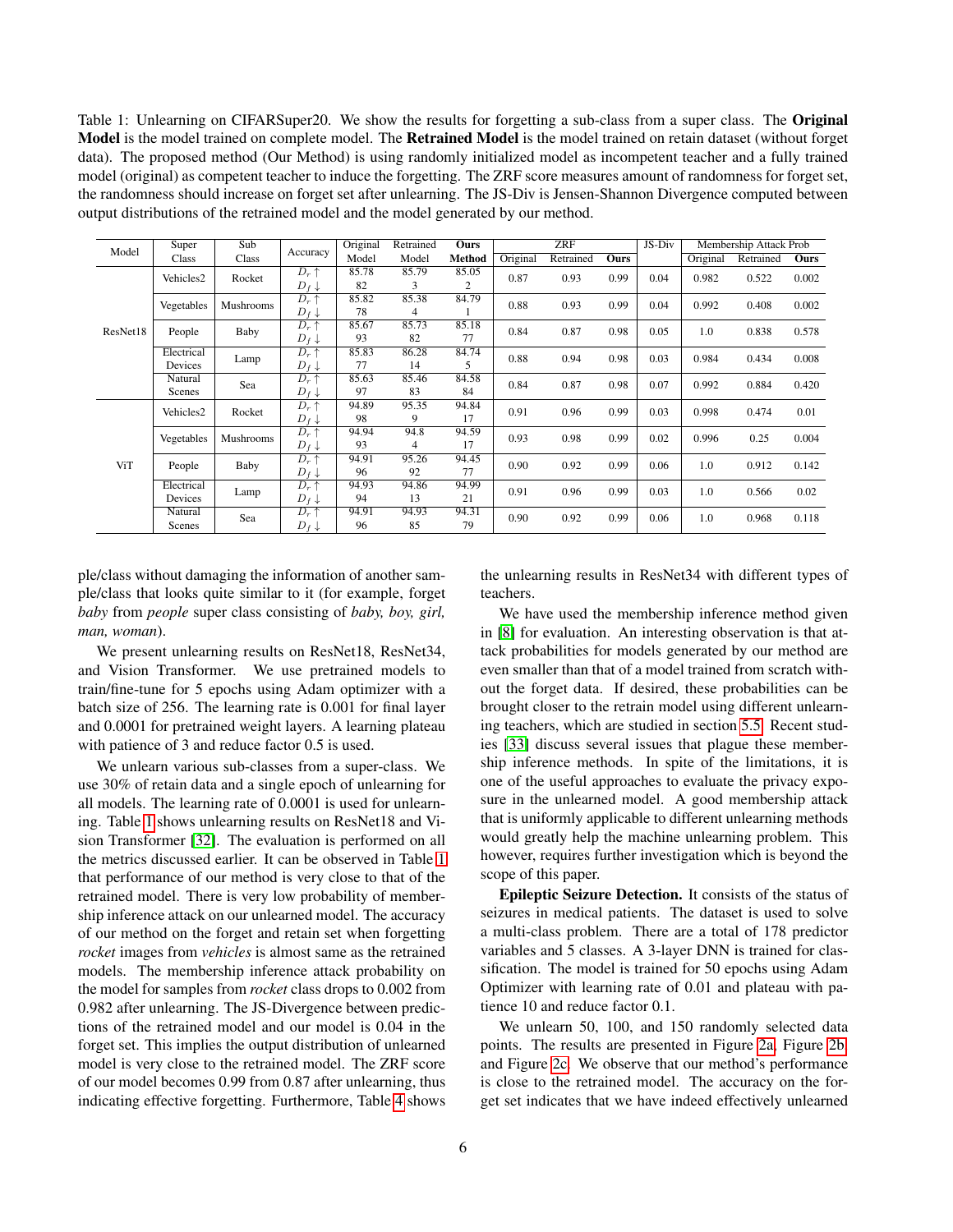Table 1: Unlearning on CIFARSuper20. We show the results for forgetting a sub-class from a super class. The **Original Model** is the model trained on complete model. The **Retrained Model** is the model trained on retain dataset (without forget data). The proposed method (Our Method) is using randomly initialized model as incompetent teacher and a fully trained model (original) as competent teacher to induce the forgetting. The ZRF score measures amount of randomness for forget set, the randomness should increase on forget set after unlearning. The JS-Div is Jensen-Shannon Divergence computed between output distributions of the retrained model and the model generated by our method.

| Model | Super Class | Sub Class | Accuracy | Original Model | Retrained Model | **Ours Method** | ZRF | | | JS-Div | Membership Attack Prob | | |
|---|---|---|---|---|---|---|---|---|---|---|---|---|---|
| | | | | | | | Original | Retrained | **Ours** | | Original | Retrained | **Ours** |
| ResNet18 | Vehicles2 | Rocket | $D_r \uparrow$ | 85.78 | 85.79 | 85.05 | 0.87 | 0.93 | 0.99 | 0.04 | 0.982 | 0.522 | 0.002 |
| | | | $D_f \downarrow$ | 82 | 3 | 2 | | | | | | | |
| | Vegetables | Mushrooms | $D_r \uparrow$ | 85.82 | 85.38 | 84.79 | 0.88 | 0.93 | 0.99 | 0.04 | 0.992 | 0.408 | 0.002 |
| | | | $D_f \downarrow$ | 78 | 4 | 1 | | | | | | | |
| | People | Baby | $D_r \uparrow$ | 85.67 | 85.73 | 85.18 | 0.84 | 0.87 | 0.98 | 0.05 | 1.0 | 0.838 | 0.578 |
| | | | $D_f \downarrow$ | 93 | 82 | 77 | | | | | | | |
| | Electrical Devices | Lamp | $D_r \uparrow$ | 85.83 | 86.28 | 84.74 | 0.88 | 0.94 | 0.98 | 0.03 | 0.984 | 0.434 | 0.008 |
| | | | $D_f \downarrow$ | 77 | 14 | 5 | | | | | | | |
| | Natural Scenes | Sea | $D_r \uparrow$ | 85.63 | 85.46 | 84.58 | 0.84 | 0.87 | 0.98 | 0.07 | 0.992 | 0.884 | 0.420 |
| | | | $D_f \downarrow$ | 97 | 83 | 84 | | | | | | | |
| ViT | Vehicles2 | Rocket | $D_r \uparrow$ | 94.89 | 95.35 | 94.84 | 0.91 | 0.96 | 0.99 | 0.03 | 0.998 | 0.474 | 0.01 |
| | | | $D_f \downarrow$ | 98 | 9 | 17 | | | | | | | |
| | Vegetables | Mushrooms | $D_r \uparrow$ | 94.94 | 94.8 | 94.59 | 0.93 | 0.98 | 0.99 | 0.02 | 0.996 | 0.25 | 0.004 |
| | | | $D_f \downarrow$ | 93 | 4 | 17 | | | | | | | |
| | People | Baby | $D_r \uparrow$ | 94.91 | 95.26 | 94.45 | 0.90 | 0.92 | 0.99 | 0.06 | 1.0 | 0.912 | 0.142 |
| | | | $D_f \downarrow$ | 96 | 92 | 77 | | | | | | | |
| | Electrical Devices | Lamp | $D_r \uparrow$ | 94.93 | 94.86 | 94.99 | 0.91 | 0.96 | 0.99 | 0.03 | 1.0 | 0.566 | 0.02 |
| | | | $D_f \downarrow$ | 94 | 13 | 21 | | | | | | | |
| | Natural Scenes | Sea | $D_r \uparrow$ | 94.91 | 94.93 | 94.31 | 0.90 | 0.92 | 0.99 | 0.06 | 1.0 | 0.968 | 0.118 |
| | | | $D_f \downarrow$ | 96 | 85 | 79 | | | | | | | |

ple/class without damaging the information of another sample/class that looks quite similar to it (for example, forget *baby* from *people* super class consisting of *baby, boy, girl, man, woman*).

We present unlearning results on ResNet18, ResNet34, and Vision Transformer. We use pretrained models to train/fine-tune for 5 epochs using Adam optimizer with a batch size of 256. The learning rate is 0.001 for final layer and 0.0001 for pretrained weight layers. A learning plateau with patience of 3 and reduce factor 0.5 is used.

We unlearn various sub-classes from a super-class. We use 30% of retain data and a single epoch of unlearning for all models. The learning rate of 0.0001 is used for unlearning. Table 1 shows unlearning results on ResNet18 and Vision Transformer [32]. The evaluation is performed on all the metrics discussed earlier. It can be observed in Table 1 that performance of our method is very close to that of the retrained model. There is very low probability of membership inference attack on our unlearned model. The accuracy of our method on the forget and retain set when forgetting *rocket* images from *vehicles* is almost same as the retrained models. The membership inference attack probability on the model for samples from *rocket* class drops to 0.002 from 0.982 after unlearning. The JS-Divergence between predictions of the retrained model and our model is 0.04 in the forget set. This implies the output distribution of unlearned model is very close to the retrained model. The ZRF score of our model becomes 0.99 from 0.87 after unlearning, thus indicating effective forgetting. Furthermore, Table 4 shows the unlearning results in ResNet34 with different types of teachers.

We have used the membership inference method given in [8] for evaluation. An interesting observation is that attack probabilities for models generated by our method are even smaller than that of a model trained from scratch without the forget data. If desired, these probabilities can be brought closer to the retrain model using different unlearning teachers, which are studied in section 5.5. Recent studies [33] discuss several issues that plague these membership inference methods. In spite of the limitations, it is one of the useful approaches to evaluate the privacy exposure in the unlearned model. A good membership attack that is uniformly applicable to different unlearning methods would greatly help the machine unlearning problem. This however, requires further investigation which is beyond the scope of this paper.

**Epileptic Seizure Detection.** It consists of the status of seizures in medical patients. The dataset is used to solve a multi-class problem. There are a total of 178 predictor variables and 5 classes. A 3-layer DNN is trained for classification. The model is trained for 50 epochs using Adam Optimizer with learning rate of 0.01 and plateau with patience 10 and reduce factor 0.1.

We unlearn 50, 100, and 150 randomly selected data points. The results are presented in Figure 2a, Figure 2b and Figure 2c. We observe that our method's performance is close to the retrained model. The accuracy on the forget set indicates that we have indeed effectively unlearned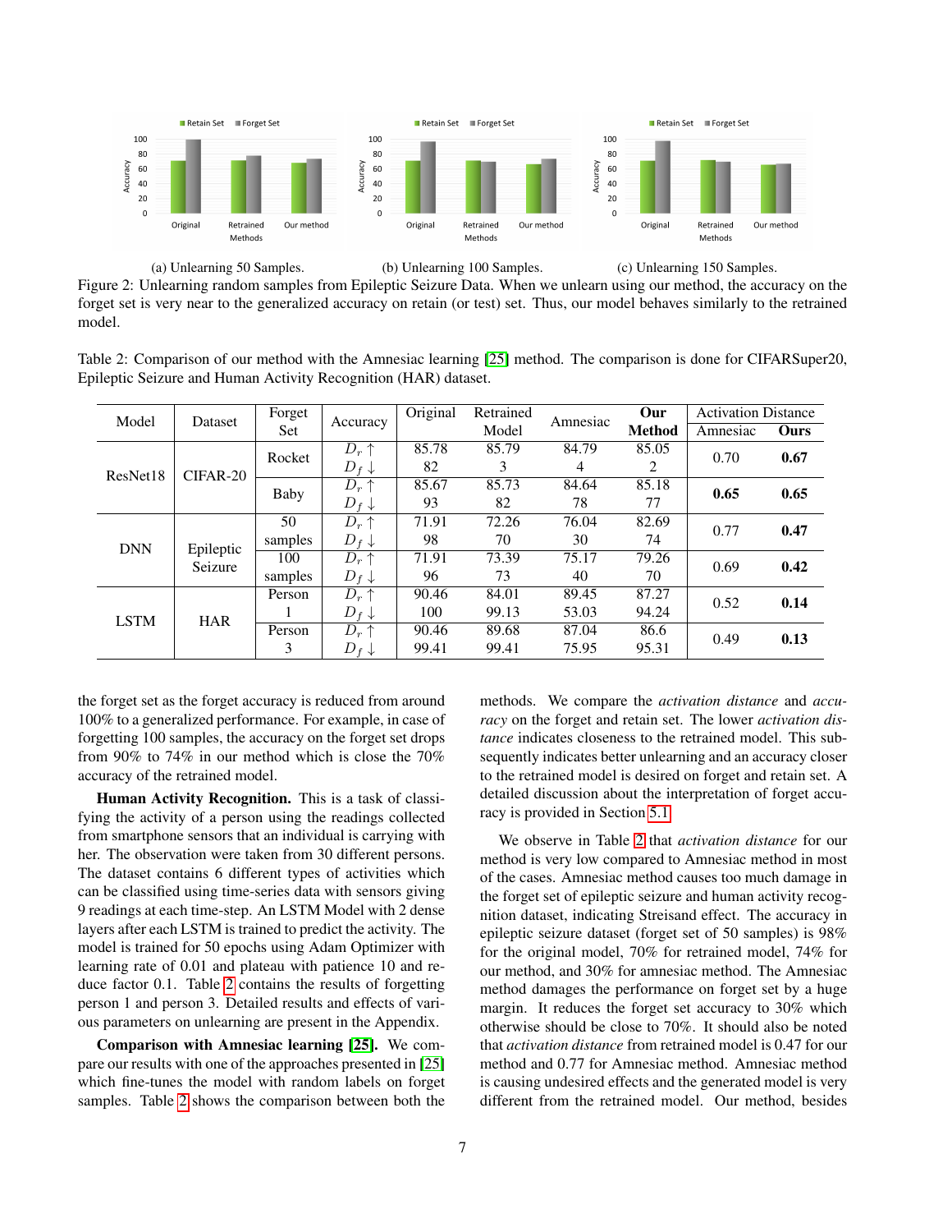(a) Unlearning 50 Samples. (b) Unlearning 100 Samples. (c) Unlearning 150 Samples.

Figure 2: Unlearning random samples from Epileptic Seizure Data. When we unlearn using our method, the accuracy on the forget set is very near to the generalized accuracy on retain (or test) set. Thus, our model behaves similarly to the retrained model.

Table 2: Comparison of our method with the Amnesiac learning [25] method. The comparison is done for CIFARSuper20, Epileptic Seizure and Human Activity Recognition (HAR) dataset.

| Model | Dataset | Forget Set | Accuracy | Original | Retrained Model | Amnesiac | **Our Method** | Activation Distance | |
|---|---|---|---|---|---|---|---|---|---|
| | | | | | | | | Amnesiac | **Ours** |
| ResNet18 | CIFAR-20 | Rocket | $D_r \uparrow$ | 85.78 | 85.79 | 84.79 | 85.05 | 0.70 | **0.67** |
| | | | $D_f \downarrow$ | 82 | 3 | 4 | 2 | | |
| | | Baby | $D_r \uparrow$ | 85.67 | 85.73 | 84.64 | 85.18 | **0.65** | **0.65** |
| | | | $D_f \downarrow$ | 93 | 82 | 78 | 77 | | |
| DNN | Epileptic Seizure | 50 samples | $D_r \uparrow$ | 71.91 | 72.26 | 76.04 | 82.69 | 0.77 | **0.47** |
| | | | $D_f \downarrow$ | 98 | 70 | 30 | 74 | | |
| | | 100 samples | $D_r \uparrow$ | 71.91 | 73.39 | 75.17 | 79.26 | 0.69 | **0.42** |
| | | | $D_f \downarrow$ | 96 | 73 | 40 | 70 | | |
| LSTM | HAR | Person 1 | $D_r \uparrow$ | 90.46 | 84.01 | 89.45 | 87.27 | 0.52 | **0.14** |
| | | | $D_f \downarrow$ | 100 | 99.13 | 53.03 | 94.24 | | |
| | | Person 3 | $D_r \uparrow$ | 90.46 | 89.68 | 87.04 | 86.6 | 0.49 | **0.13** |
| | | | $D_f \downarrow$ | 99.41 | 99.41 | 75.95 | 95.31 | | |

the forget set as the forget accuracy is reduced from around 100% to a generalized performance. For example, in case of forgetting 100 samples, the accuracy on the forget set drops from 90% to 74% in our method which is close the 70% accuracy of the retrained model.

**Human Activity Recognition.** This is a task of classifying the activity of a person using the readings collected from smartphone sensors that an individual is carrying with her. The observation were taken from 30 different persons. The dataset contains 6 different types of activities which can be classified using time-series data with sensors giving 9 readings at each time-step. An LSTM Model with 2 dense layers after each LSTM is trained to predict the activity. The model is trained for 50 epochs using Adam Optimizer with learning rate of 0.01 and plateau with patience 10 and reduce factor 0.1. Table 2 contains the results of forgetting person 1 and person 3. Detailed results and effects of various parameters on unlearning are present in the Appendix.

**Comparison with Amnesiac learning [25].** We compare our results with one of the approaches presented in [25] which fine-tunes the model with random labels on forget samples. Table 2 shows the comparison between both the methods. We compare the *activation distance* and *accuracy* on the forget and retain set. The lower *activation distance* indicates closeness to the retrained model. This subsequently indicates better unlearning and an accuracy closer to the retrained model is desired on forget and retain set. A detailed discussion about the interpretation of forget accuracy is provided in Section 5.1.

We observe in Table 2 that *activation distance* for our method is very low compared to Amnesiac method in most of the cases. Amnesiac method causes too much damage in the forget set of epileptic seizure and human activity recognition dataset, indicating Streisand effect. The accuracy in epileptic seizure dataset (forget set of 50 samples) is 98% for the original model, 70% for retrained model, 74% for our method, and 30% for amnesiac method. The Amnesiac method damages the performance on forget set by a huge margin. It reduces the forget set accuracy to 30% which otherwise should be close to 70%. It should also be noted that *activation distance* from retrained model is 0.47 for our method and 0.77 for Amnesiac method. Amnesiac method is causing undesired effects and the generated model is very different from the retrained model. Our method, besides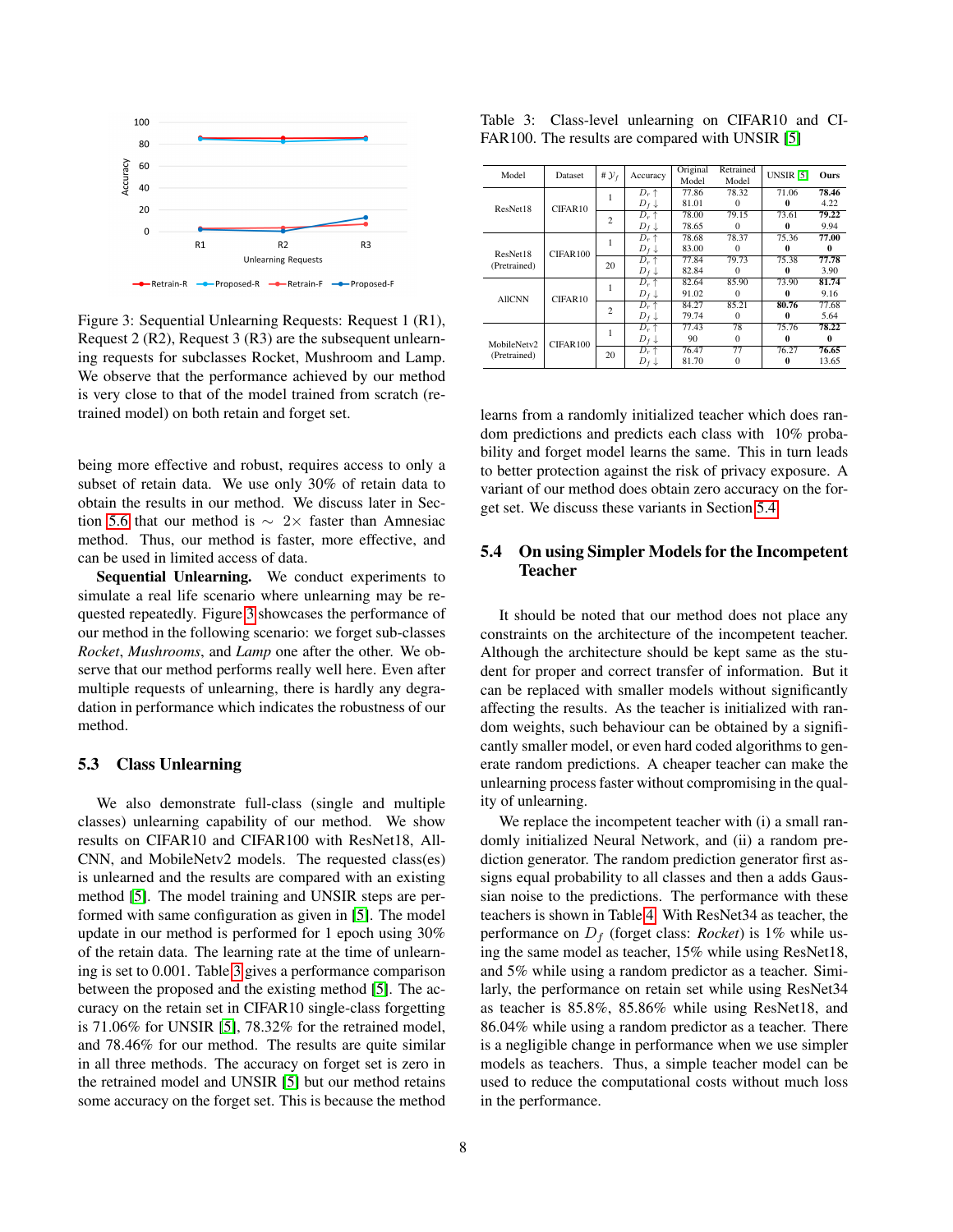Figure 3: Sequential Unlearning Requests: Request 1 (R1), Request 2 (R2), Request 3 (R3) are the subsequent unlearning requests for subclasses Rocket, Mushroom and Lamp. We observe that the performance achieved by our method is very close to that of the model trained from scratch (retrained model) on both retain and forget set.

being more effective and robust, requires access to only a subset of retain data. We use only 30% of retain data to obtain the results in our method. We discuss later in Section 5.6 that our method is $\sim 2\times$ faster than Amnesiac method. Thus, our method is faster, more effective, and can be used in limited access of data.

**Sequential Unlearning.** We conduct experiments to simulate a real life scenario where unlearning may be requested repeatedly. Figure 3 showcases the performance of our method in the following scenario: we forget sub-classes *Rocket*, *Mushrooms*, and *Lamp* one after the other. We observe that our method performs really well here. Even after multiple requests of unlearning, there is hardly any degradation in performance which indicates the robustness of our method.

### 5.3 Class Unlearning

We also demonstrate full-class (single and multiple classes) unlearning capability of our method. We show results on CIFAR10 and CIFAR100 with ResNet18, AllCNN, and MobileNetv2 models. The requested class(es) is unlearned and the results are compared with an existing method [5]. The model training and UNSIR steps are performed with same configuration as given in [5]. The model update in our method is performed for 1 epoch using 30% of the retain data. The learning rate at the time of unlearning is set to 0.001. Table 3 gives a performance comparison between the proposed and the existing method [5]. The accuracy on the retain set in CIFAR10 single-class forgetting is 71.06% for UNSIR [5], 78.32% for the retrained model, and 78.46% for our method. The results are quite similar in all three methods. The accuracy on forget set is zero in the retrained model and UNSIR [5] but our method retains some accuracy on the forget set. This is because the method

Table 3: Class-level unlearning on CIFAR10 and CIFAR100. The results are compared with UNSIR [5]

| Model | Dataset | # $\mathcal{Y}_f$ | Accuracy | Original Model | Retrained Model | UNSIR [5] | Ours |
|---|---|---|---|---|---|---|---|
| ResNet18 | CIFAR10 | 1 | $D_r \uparrow$ | 77.86 | 78.32 | 71.06 | **78.46** |
| | | | $D_f \downarrow$ | 81.01 | 0 | **0** | 4.22 |
| | | 2 | $D_r \uparrow$ | 78.00 | 79.15 | 73.61 | **79.22** |
| | | | $D_f \downarrow$ | 78.65 | 0 | **0** | 9.94 |
| ResNet18 (Pretrained) | CIFAR100 | 1 | $D_r \uparrow$ | 78.68 | 78.37 | 75.36 | **77.00** |
| | | | $D_f \downarrow$ | 83.00 | 0 | **0** | **0** |
| | | 20 | $D_r \uparrow$ | 77.84 | 79.73 | 75.38 | **77.78** |
| | | | $D_f \downarrow$ | 82.84 | 0 | **0** | 3.90 |
| AllCNN | CIFAR10 | 1 | $D_r \uparrow$ | 82.64 | 85.90 | 73.90 | **81.74** |
| | | | $D_f \downarrow$ | 91.02 | 0 | **0** | 9.16 |
| | | 2 | $D_r \uparrow$ | 84.27 | 85.21 | **80.76** | 77.68 |
| | | | $D_f \downarrow$ | 79.74 | 0 | **0** | 5.64 |
| MobileNetv2 (Pretrained) | CIFAR100 | 1 | $D_r \uparrow$ | 77.43 | 78 | 75.76 | **78.22** |
| | | | $D_f \downarrow$ | 90 | 0 | **0** | **0** |
| | | 20 | $D_r \uparrow$ | 76.47 | 77 | 76.27 | **76.65** |
| | | | $D_f \downarrow$ | 81.70 | 0 | **0** | 13.65 |

learns from a randomly initialized teacher which does random predictions and predicts each class with 10% probability and forget model learns the same. This in turn leads to better protection against the risk of privacy exposure. A variant of our method does obtain zero accuracy on the forget set. We discuss these variants in Section 5.4.

### 5.4 On using Simpler Models for the Incompetent Teacher

It should be noted that our method does not place any constraints on the architecture of the incompetent teacher. Although the architecture should be kept same as the student for proper and correct transfer of information. But it can be replaced with smaller models without significantly affecting the results. As the teacher is initialized with random weights, such behaviour can be obtained by a significantly smaller model, or even hard coded algorithms to generate random predictions. A cheaper teacher can make the unlearning process faster without compromising in the quality of unlearning.

We replace the incompetent teacher with (i) a small randomly initialized Neural Network, and (ii) a random prediction generator. The random prediction generator first assigns equal probability to all classes and then a adds Gaussian noise to the predictions. The performance with these teachers is shown in Table 4. With ResNet34 as teacher, the performance on $D_f$ (forget class: *Rocket*) is 1% while using the same model as teacher, 15% while using ResNet18, and 5% while using a random predictor as a teacher. Similarly, the performance on retain set while using ResNet34 as teacher is 85.8%, 85.86% while using ResNet18, and 86.04% while using a random predictor as a teacher. There is a negligible change in performance when we use simpler models as teachers. Thus, a simple teacher model can be used to reduce the computational costs without much loss in the performance.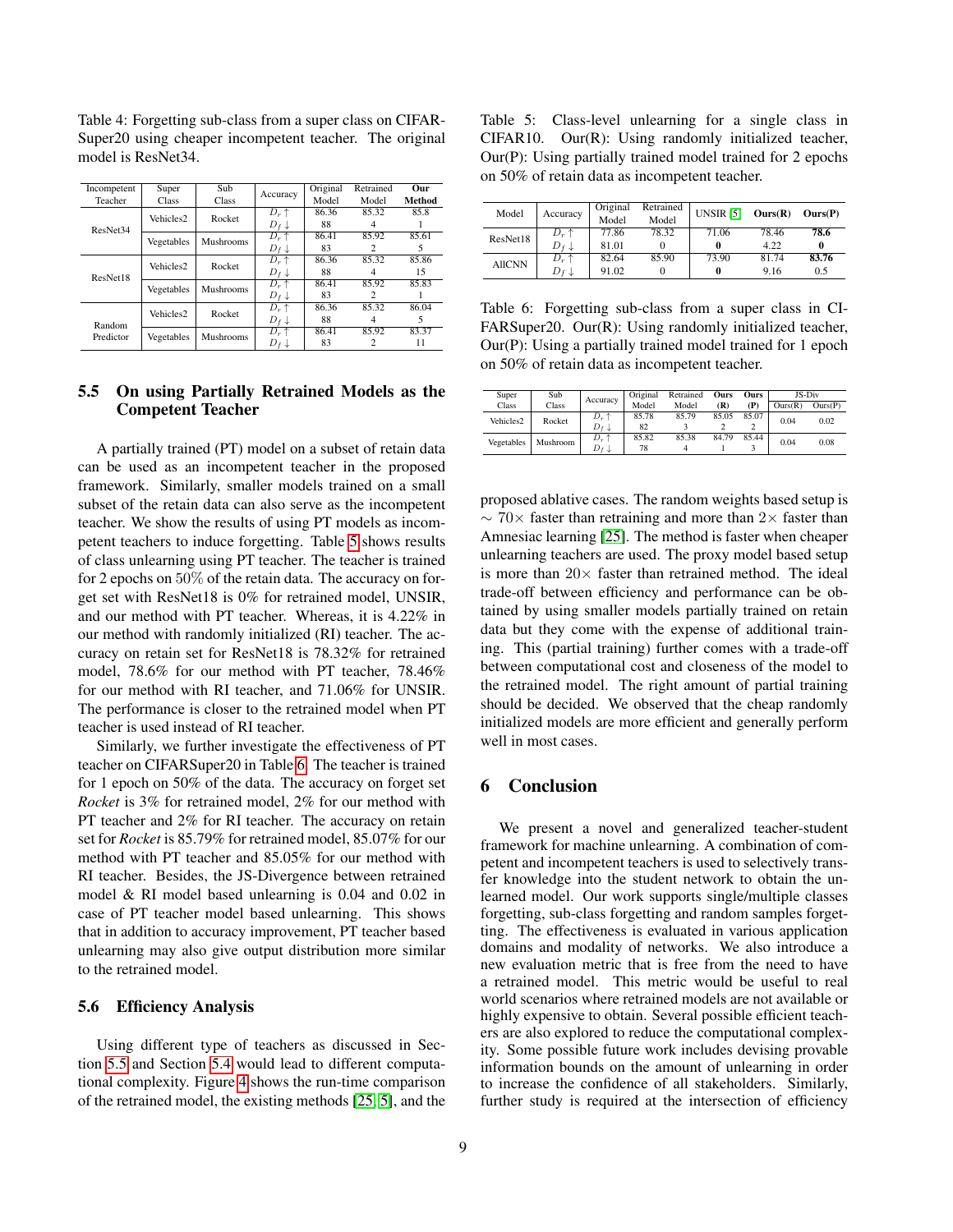Table 4: Forgetting sub-class from a super class on CIFAR-Super20 using cheaper incompetent teacher. The original model is ResNet34.

| Incompetent Teacher | Super Class | Sub Class | Accuracy | Original Model | Retrained Model | **Our Method** |
|---|---|---|---|---|---|---|
| ResNet34 | Vehicles2 | Rocket | $D_r \uparrow$ | 86.36 | 85.32 | 85.8 |
| | | | $D_f \downarrow$ | 88 | 4 | 1 |
| | Vegetables | Mushrooms | $D_r \uparrow$ | 86.41 | 85.92 | 85.61 |
| | | | $D_f \downarrow$ | 83 | 2 | 5 |
| ResNet18 | Vehicles2 | Rocket | $D_r \uparrow$ | 86.36 | 85.32 | 85.86 |
| | | | $D_f \downarrow$ | 88 | 4 | 15 |
| | Vegetables | Mushrooms | $D_r \uparrow$ | 86.41 | 85.92 | 85.83 |
| | | | $D_f \downarrow$ | 83 | 2 | 1 |
| Random Predictor | Vehicles2 | Rocket | $D_r \uparrow$ | 86.36 | 85.32 | 86.04 |
| | | | $D_f \downarrow$ | 88 | 4 | 5 |
| | Vegetables | Mushrooms | $D_r \uparrow$ | 86.41 | 85.92 | 83.37 |
| | | | $D_f \downarrow$ | 83 | 2 | 11 |

## 5.5 On using Partially Retrained Models as the Competent Teacher

A partially trained (PT) model on a subset of retain data can be used as an incompetent teacher in the proposed framework. Similarly, smaller models trained on a small subset of the retain data can also serve as the incompetent teacher. We show the results of using PT models as incompetent teachers to induce forgetting. Table 5 shows results of class unlearning using PT teacher. The teacher is trained for 2 epochs on 50% of the retain data. The accuracy on forget set with ResNet18 is 0% for retrained model, UNSIR, and our method with PT teacher. Whereas, it is 4.22% in our method with randomly initialized (RI) teacher. The accuracy on retain set for ResNet18 is 78.32% for retrained model, 78.6% for our method with PT teacher, 78.46% for our method with RI teacher, and 71.06% for UNSIR. The performance is closer to the retrained model when PT teacher is used instead of RI teacher.

Similarly, we further investigate the effectiveness of PT teacher on CIFARSuper20 in Table 6. The teacher is trained for 1 epoch on 50% of the data. The accuracy on forget set *Rocket* is 3% for retrained model, 2% for our method with PT teacher and 2% for RI teacher. The accuracy on retain set for *Rocket* is 85.79% for retrained model, 85.07% for our method with PT teacher and 85.05% for our method with RI teacher. Besides, the JS-Divergence between retrained model & RI model based unlearning is 0.04 and 0.02 in case of PT teacher model based unlearning. This shows that in addition to accuracy improvement, PT teacher based unlearning may also give output distribution more similar to the retrained model.

## 5.6 Efficiency Analysis

Using different type of teachers as discussed in Section 5.5 and Section 5.4 would lead to different computational complexity. Figure 4 shows the run-time comparison of the retrained model, the existing methods [25, 5], and the proposed ablative cases. The random weights based setup is $\sim 70\times$ faster than retraining and more than $2\times$ faster than Amnesiac learning [25]. The method is faster when cheaper unlearning teachers are used. The proxy model based setup is more than $20\times$ faster than retrained method. The ideal trade-off between efficiency and performance can be obtained by using smaller models partially trained on retain data but they come with the expense of additional training. This (partial training) further comes with a trade-off between computational cost and closeness of the model to the retrained model. The right amount of partial training should be decided. We observed that the cheap randomly initialized models are more efficient and generally perform well in most cases.

Table 5: Class-level unlearning for a single class in CIFAR10. Our(R): Using randomly initialized teacher, Our(P): Using partially trained model trained for 2 epochs on 50% of retain data as incompetent teacher.

| Model | Accuracy | Original Model | Retrained Model | UNSIR [5] | **Ours(R)** | **Ours(P)** |
|---|---|---|---|---|---|---|
| ResNet18 | $D_r \uparrow$ | 77.86 | 78.32 | 71.06 | 78.46 | **78.6** |
| | $D_f \downarrow$ | 81.01 | 0 | **0** | 4.22 | **0** |
| AllCNN | $D_r \uparrow$ | 82.64 | 85.90 | 73.90 | 81.74 | **83.76** |
| | $D_f \downarrow$ | 91.02 | 0 | **0** | 9.16 | 0.5 |

Table 6: Forgetting sub-class from a super class in CIFARSuper20. Our(R): Using randomly initialized teacher, Our(P): Using a partially trained model trained for 1 epoch on 50% of retain data as incompetent teacher.

| Super Class | Sub Class | Accuracy | Original Model | Retrained Model | **Ours (R)** | **Ours (P)** | JS-Div Ours(R) | JS-Div Ours(P) |
|---|---|---|---|---|---|---|---|---|
| Vehicles2 | Rocket | $D_r \uparrow$ | 85.78 | 85.79 | 85.05 | 85.07 | 0.04 | 0.02 |
| | | $D_f \downarrow$ | 82 | 3 | 2 | 2 | | |
| Vegetables | Mushroom | $D_r \uparrow$ | 85.82 | 85.38 | 84.79 | 85.44 | 0.04 | 0.08 |
| | | $D_f \downarrow$ | 78 | 4 | 1 | 3 | | |

# 6 Conclusion

We present a novel and generalized teacher-student framework for machine unlearning. A combination of competent and incompetent teachers is used to selectively transfer knowledge into the student network to obtain the unlearned model. Our work supports single/multiple classes forgetting, sub-class forgetting and random samples forgetting. The effectiveness is evaluated in various application domains and modality of networks. We also introduce a new evaluation metric that is free from the need to have a retrained model. This metric would be useful to real world scenarios where retrained models are not available or highly expensive to obtain. Several possible efficient teachers are also explored to reduce the computational complexity. Some possible future work includes devising provable information bounds on the amount of unlearning in order to increase the confidence of all stakeholders. Similarly, further study is required at the intersection of efficiency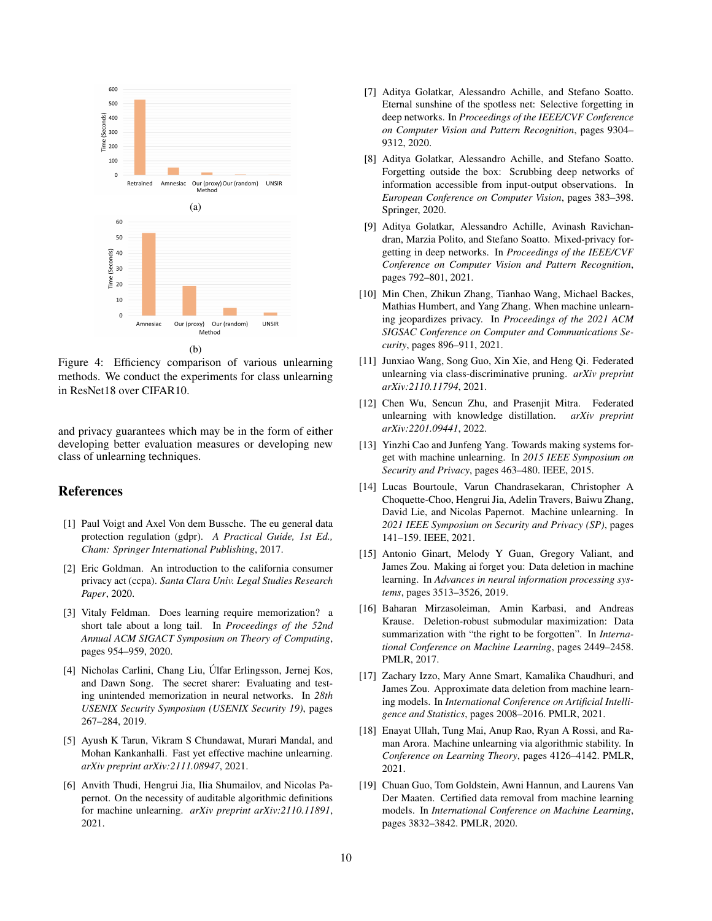(a)

(b)

Figure 4: Efficiency comparison of various unlearning methods. We conduct the experiments for class unlearning in ResNet18 over CIFAR10.

and privacy guarantees which may be in the form of either developing better evaluation measures or developing new class of unlearning techniques.

## References

[1] Paul Voigt and Axel Von dem Bussche. The eu general data protection regulation (gdpr). *A Practical Guide, 1st Ed., Cham: Springer International Publishing*, 2017.

[2] Eric Goldman. An introduction to the california consumer privacy act (ccpa). *Santa Clara Univ. Legal Studies Research Paper*, 2020.

[3] Vitaly Feldman. Does learning require memorization? a short tale about a long tail. In *Proceedings of the 52nd Annual ACM SIGACT Symposium on Theory of Computing*, pages 954–959, 2020.

[4] Nicholas Carlini, Chang Liu, Úlfar Erlingsson, Jernej Kos, and Dawn Song. The secret sharer: Evaluating and testing unintended memorization in neural networks. In *28th USENIX Security Symposium (USENIX Security 19)*, pages 267–284, 2019.

[5] Ayush K Tarun, Vikram S Chundawat, Murari Mandal, and Mohan Kankanhalli. Fast yet effective machine unlearning. *arXiv preprint arXiv:2111.08947*, 2021.

[6] Anvith Thudi, Hengrui Jia, Ilia Shumailov, and Nicolas Papernot. On the necessity of auditable algorithmic definitions for machine unlearning. *arXiv preprint arXiv:2110.11891*, 2021.

[7] Aditya Golatkar, Alessandro Achille, and Stefano Soatto. Eternal sunshine of the spotless net: Selective forgetting in deep networks. In *Proceedings of the IEEE/CVF Conference on Computer Vision and Pattern Recognition*, pages 9304–9312, 2020.

[8] Aditya Golatkar, Alessandro Achille, and Stefano Soatto. Forgetting outside the box: Scrubbing deep networks of information accessible from input-output observations. In *European Conference on Computer Vision*, pages 383–398. Springer, 2020.

[9] Aditya Golatkar, Alessandro Achille, Avinash Ravichandran, Marzia Polito, and Stefano Soatto. Mixed-privacy forgetting in deep networks. In *Proceedings of the IEEE/CVF Conference on Computer Vision and Pattern Recognition*, pages 792–801, 2021.

[10] Min Chen, Zhikun Zhang, Tianhao Wang, Michael Backes, Mathias Humbert, and Yang Zhang. When machine unlearning jeopardizes privacy. In *Proceedings of the 2021 ACM SIGSAC Conference on Computer and Communications Security*, pages 896–911, 2021.

[11] Junxiao Wang, Song Guo, Xin Xie, and Heng Qi. Federated unlearning via class-discriminative pruning. *arXiv preprint arXiv:2110.11794*, 2021.

[12] Chen Wu, Sencun Zhu, and Prasenjit Mitra. Federated unlearning with knowledge distillation. *arXiv preprint arXiv:2201.09441*, 2022.

[13] Yinzhi Cao and Junfeng Yang. Towards making systems forget with machine unlearning. In *2015 IEEE Symposium on Security and Privacy*, pages 463–480. IEEE, 2015.

[14] Lucas Bourtoule, Varun Chandrasekaran, Christopher A Choquette-Choo, Hengrui Jia, Adelin Travers, Baiwu Zhang, David Lie, and Nicolas Papernot. Machine unlearning. In *2021 IEEE Symposium on Security and Privacy (SP)*, pages 141–159. IEEE, 2021.

[15] Antonio Ginart, Melody Y Guan, Gregory Valiant, and James Zou. Making ai forget you: Data deletion in machine learning. In *Advances in neural information processing systems*, pages 3513–3526, 2019.

[16] Baharan Mirzasoleiman, Amin Karbasi, and Andreas Krause. Deletion-robust submodular maximization: Data summarization with "the right to be forgotten". In *International Conference on Machine Learning*, pages 2449–2458. PMLR, 2017.

[17] Zachary Izzo, Mary Anne Smart, Kamalika Chaudhuri, and James Zou. Approximate data deletion from machine learning models. In *International Conference on Artificial Intelligence and Statistics*, pages 2008–2016. PMLR, 2021.

[18] Enayat Ullah, Tung Mai, Anup Rao, Ryan A Rossi, and Raman Arora. Machine unlearning via algorithmic stability. In *Conference on Learning Theory*, pages 4126–4142. PMLR, 2021.

[19] Chuan Guo, Tom Goldstein, Awni Hannun, and Laurens Van Der Maaten. Certified data removal from machine learning models. In *International Conference on Machine Learning*, pages 3832–3842. PMLR, 2020.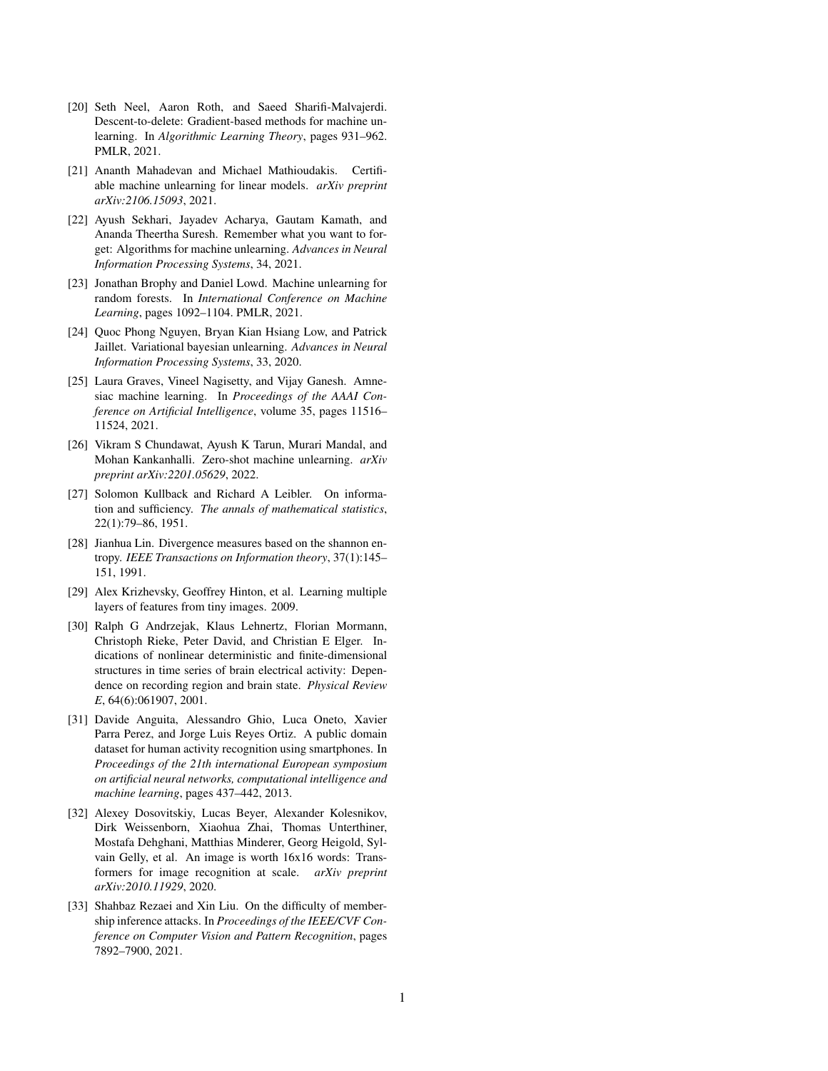[20] Seth Neel, Aaron Roth, and Saeed Sharifi-Malvajerdi. Descent-to-delete: Gradient-based methods for machine unlearning. In *Algorithmic Learning Theory*, pages 931–962. PMLR, 2021.

[21] Ananth Mahadevan and Michael Mathioudakis. Certifiable machine unlearning for linear models. *arXiv preprint arXiv:2106.15093*, 2021.

[22] Ayush Sekhari, Jayadev Acharya, Gautam Kamath, and Ananda Theertha Suresh. Remember what you want to forget: Algorithms for machine unlearning. *Advances in Neural Information Processing Systems*, 34, 2021.

[23] Jonathan Brophy and Daniel Lowd. Machine unlearning for random forests. In *International Conference on Machine Learning*, pages 1092–1104. PMLR, 2021.

[24] Quoc Phong Nguyen, Bryan Kian Hsiang Low, and Patrick Jaillet. Variational bayesian unlearning. *Advances in Neural Information Processing Systems*, 33, 2020.

[25] Laura Graves, Vineel Nagisetty, and Vijay Ganesh. Amnesiac machine learning. In *Proceedings of the AAAI Conference on Artificial Intelligence*, volume 35, pages 11516–11524, 2021.

[26] Vikram S Chundawat, Ayush K Tarun, Murari Mandal, and Mohan Kankanhalli. Zero-shot machine unlearning. *arXiv preprint arXiv:2201.05629*, 2022.

[27] Solomon Kullback and Richard A Leibler. On information and sufficiency. *The annals of mathematical statistics*, 22(1):79–86, 1951.

[28] Jianhua Lin. Divergence measures based on the shannon entropy. *IEEE Transactions on Information theory*, 37(1):145–151, 1991.

[29] Alex Krizhevsky, Geoffrey Hinton, et al. Learning multiple layers of features from tiny images. 2009.

[30] Ralph G Andrzejak, Klaus Lehnertz, Florian Mormann, Christoph Rieke, Peter David, and Christian E Elger. Indications of nonlinear deterministic and finite-dimensional structures in time series of brain electrical activity: Dependence on recording region and brain state. *Physical Review E*, 64(6):061907, 2001.

[31] Davide Anguita, Alessandro Ghio, Luca Oneto, Xavier Parra Perez, and Jorge Luis Reyes Ortiz. A public domain dataset for human activity recognition using smartphones. In *Proceedings of the 21th international European symposium on artificial neural networks, computational intelligence and machine learning*, pages 437–442, 2013.

[32] Alexey Dosovitskiy, Lucas Beyer, Alexander Kolesnikov, Dirk Weissenborn, Xiaohua Zhai, Thomas Unterthiner, Mostafa Dehghani, Matthias Minderer, Georg Heigold, Sylvain Gelly, et al. An image is worth 16x16 words: Transformers for image recognition at scale. *arXiv preprint arXiv:2010.11929*, 2020.

[33] Shahbaz Rezaei and Xin Liu. On the difficulty of membership inference attacks. In *Proceedings of the IEEE/CVF Conference on Computer Vision and Pattern Recognition*, pages 7892–7900, 2021.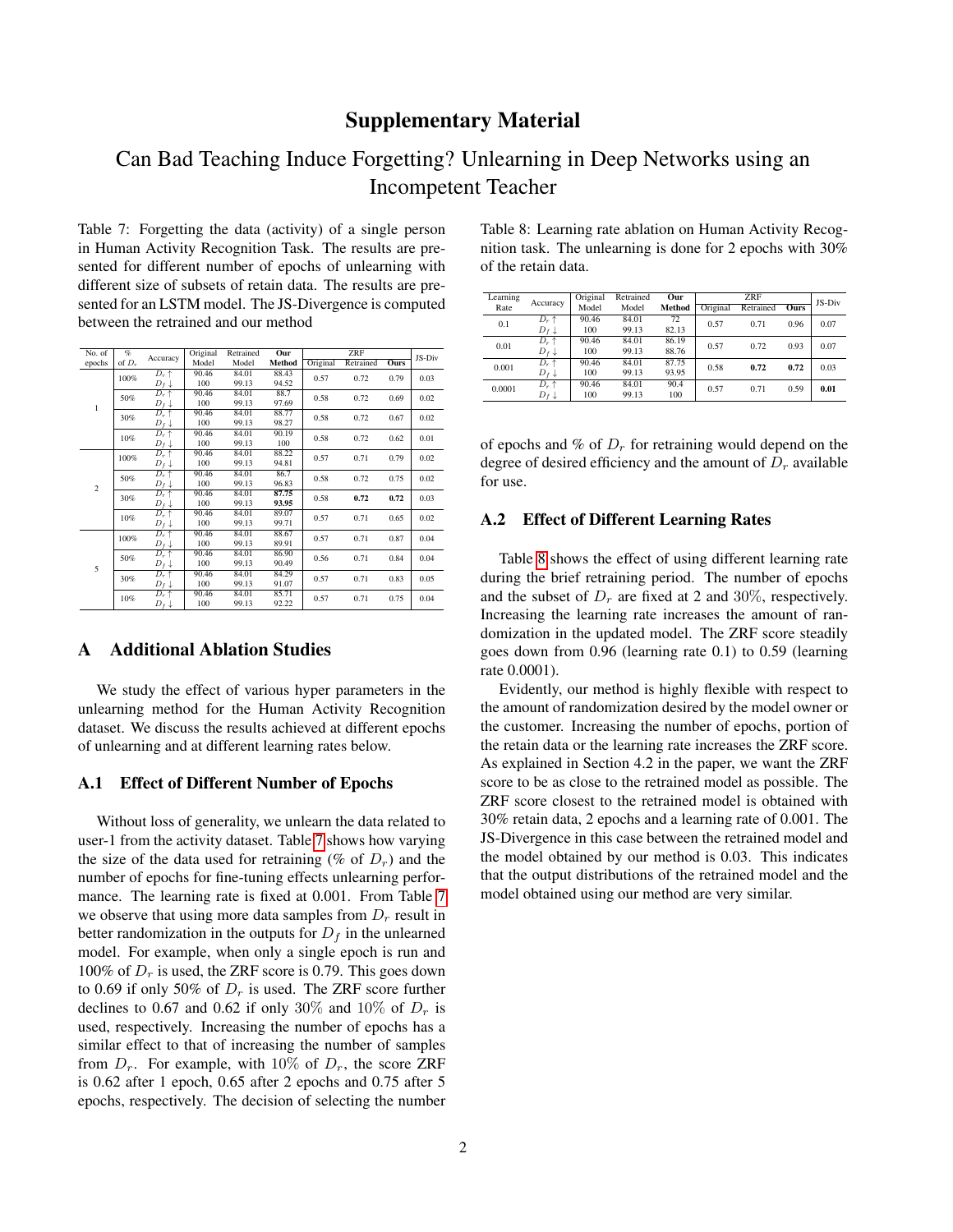# Supplementary Material

## Can Bad Teaching Induce Forgetting? Unlearning in Deep Networks using an Incompetent Teacher

Table 7: Forgetting the data (activity) of a single person in Human Activity Recognition Task. The results are presented for different number of epochs of unlearning with different size of subsets of retain data. The results are presented for an LSTM model. The JS-Divergence is computed between the retrained and our method

| No. of epochs | % of $D_r$ | Accuracy | Original Model | Retrained Model | **Our Method** | ZRF | | | JS-Div |
|---|---|---|---|---|---|---|---|---|---|
| | | | | | | Original | Retrained | **Ours** | |
| 1 | 100% | $D_r \uparrow$ | 90.46 | 84.01 | 88.43 | 0.57 | 0.72 | 0.79 | 0.03 |
| | | $D_f \downarrow$ | 100 | 99.13 | 94.52 | | | | |
| | 50% | $D_r \uparrow$ | 90.46 | 84.01 | 88.7 | 0.58 | 0.72 | 0.69 | 0.02 |
| | | $D_f \downarrow$ | 100 | 99.13 | 97.69 | | | | |
| | 30% | $D_r \uparrow$ | 90.46 | 84.01 | 88.77 | 0.58 | 0.72 | 0.67 | 0.02 |
| | | $D_f \downarrow$ | 100 | 99.13 | 98.27 | | | | |
| | 10% | $D_r \uparrow$ | 90.46 | 84.01 | 90.19 | 0.58 | 0.72 | 0.62 | 0.01 |
| | | $D_f \downarrow$ | 100 | 99.13 | 100 | | | | |
| 2 | 100% | $D_r \uparrow$ | 90.46 | 84.01 | 88.22 | 0.57 | 0.71 | 0.79 | 0.02 |
| | | $D_f \downarrow$ | 100 | 99.13 | 94.81 | | | | |
| | 50% | $D_r \uparrow$ | 90.46 | 84.01 | 86.7 | 0.58 | 0.72 | 0.75 | 0.02 |
| | | $D_f \downarrow$ | 100 | 99.13 | 96.83 | | | | |
| | 30% | $D_r \uparrow$ | 90.46 | 84.01 | **87.75** | 0.58 | **0.72** | **0.72** | 0.03 |
| | | $D_f \downarrow$ | 100 | 99.13 | **93.95** | | | | |
| | 10% | $D_r \uparrow$ | 90.46 | 84.01 | 89.07 | 0.57 | 0.71 | 0.65 | 0.02 |
| | | $D_f \downarrow$ | 100 | 99.13 | 99.71 | | | | |
| 5 | 100% | $D_r \uparrow$ | 90.46 | 84.01 | 88.67 | 0.57 | 0.71 | 0.87 | 0.04 |
| | | $D_f \downarrow$ | 100 | 99.13 | 89.91 | | | | |
| | 50% | $D_r \uparrow$ | 90.46 | 84.01 | 86.90 | 0.56 | 0.71 | 0.84 | 0.04 |
| | | $D_f \downarrow$ | 100 | 99.13 | 90.49 | | | | |
| | 30% | $D_r \uparrow$ | 90.46 | 84.01 | 84.29 | 0.57 | 0.71 | 0.83 | 0.05 |
| | | $D_f \downarrow$ | 100 | 99.13 | 91.07 | | | | |
| | 10% | $D_r \uparrow$ | 90.46 | 84.01 | 85.71 | 0.57 | 0.71 | 0.75 | 0.04 |
| | | $D_f \downarrow$ | 100 | 99.13 | 92.22 | | | | |

## A Additional Ablation Studies

We study the effect of various hyper parameters in the unlearning method for the Human Activity Recognition dataset. We discuss the results achieved at different epochs of unlearning and at different learning rates below.

### A.1 Effect of Different Number of Epochs

Without loss of generality, we unlearn the data related to user-1 from the activity dataset. Table 7 shows how varying the size of the data used for retraining (% of $D_r$) and the number of epochs for fine-tuning effects unlearning performance. The learning rate is fixed at 0.001. From Table 7 we observe that using more data samples from $D_r$ result in better randomization in the outputs for $D_f$ in the unlearned model. For example, when only a single epoch is run and 100% of $D_r$ is used, the ZRF score is 0.79. This goes down to 0.69 if only 50% of $D_r$ is used. The ZRF score further declines to 0.67 and 0.62 if only 30% and 10% of $D_r$ is used, respectively. Increasing the number of epochs has a similar effect to that of increasing the number of samples from $D_r$. For example, with 10% of $D_r$, the score ZRF is 0.62 after 1 epoch, 0.65 after 2 epochs and 0.75 after 5 epochs, respectively. The decision of selecting the number of epochs and % of $D_r$ for retraining would depend on the degree of desired efficiency and the amount of $D_r$ available for use.

Table 8: Learning rate ablation on Human Activity Recognition task. The unlearning is done for 2 epochs with 30% of the retain data.

| Learning Rate | Accuracy | Original Model | Retrained Model | **Our Method** | ZRF | | | JS-Div |
|---|---|---|---|---|---|---|---|---|
| | | | | | Original | Retrained | **Ours** | |
| 0.1 | $D_r \uparrow$ | 90.46 | 84.01 | 72 | 0.57 | 0.71 | 0.96 | 0.07 |
| | $D_f \downarrow$ | 100 | 99.13 | 82.13 | | | | |
| 0.01 | $D_r \uparrow$ | 90.46 | 84.01 | 86.19 | 0.57 | 0.72 | 0.93 | 0.07 |
| | $D_f \downarrow$ | 100 | 99.13 | 88.76 | | | | |
| 0.001 | $D_r \uparrow$ | 90.46 | 84.01 | 87.75 | 0.58 | **0.72** | **0.72** | 0.03 |
| | $D_f \downarrow$ | 100 | 99.13 | 93.95 | | | | |
| 0.0001 | $D_r \uparrow$ | 90.46 | 84.01 | 90.4 | 0.57 | 0.71 | 0.59 | **0.01** |
| | $D_f \downarrow$ | 100 | 99.13 | 100 | | | | |

### A.2 Effect of Different Learning Rates

Table 8 shows the effect of using different learning rate during the brief retraining period. The number of epochs and the subset of $D_r$ are fixed at 2 and 30%, respectively. Increasing the learning rate increases the amount of randomization in the updated model. The ZRF score steadily goes down from 0.96 (learning rate 0.1) to 0.59 (learning rate 0.0001).

Evidently, our method is highly flexible with respect to the amount of randomization desired by the model owner or the customer. Increasing the number of epochs, portion of the retain data or the learning rate increases the ZRF score. As explained in Section 4.2 in the paper, we want the ZRF score to be as close to the retrained model as possible. The ZRF score closest to the retrained model is obtained with 30% retain data, 2 epochs and a learning rate of 0.001. The JS-Divergence in this case between the retrained model and the model obtained by our method is 0.03. This indicates that the output distributions of the retrained model and the model obtained using our method are very similar.